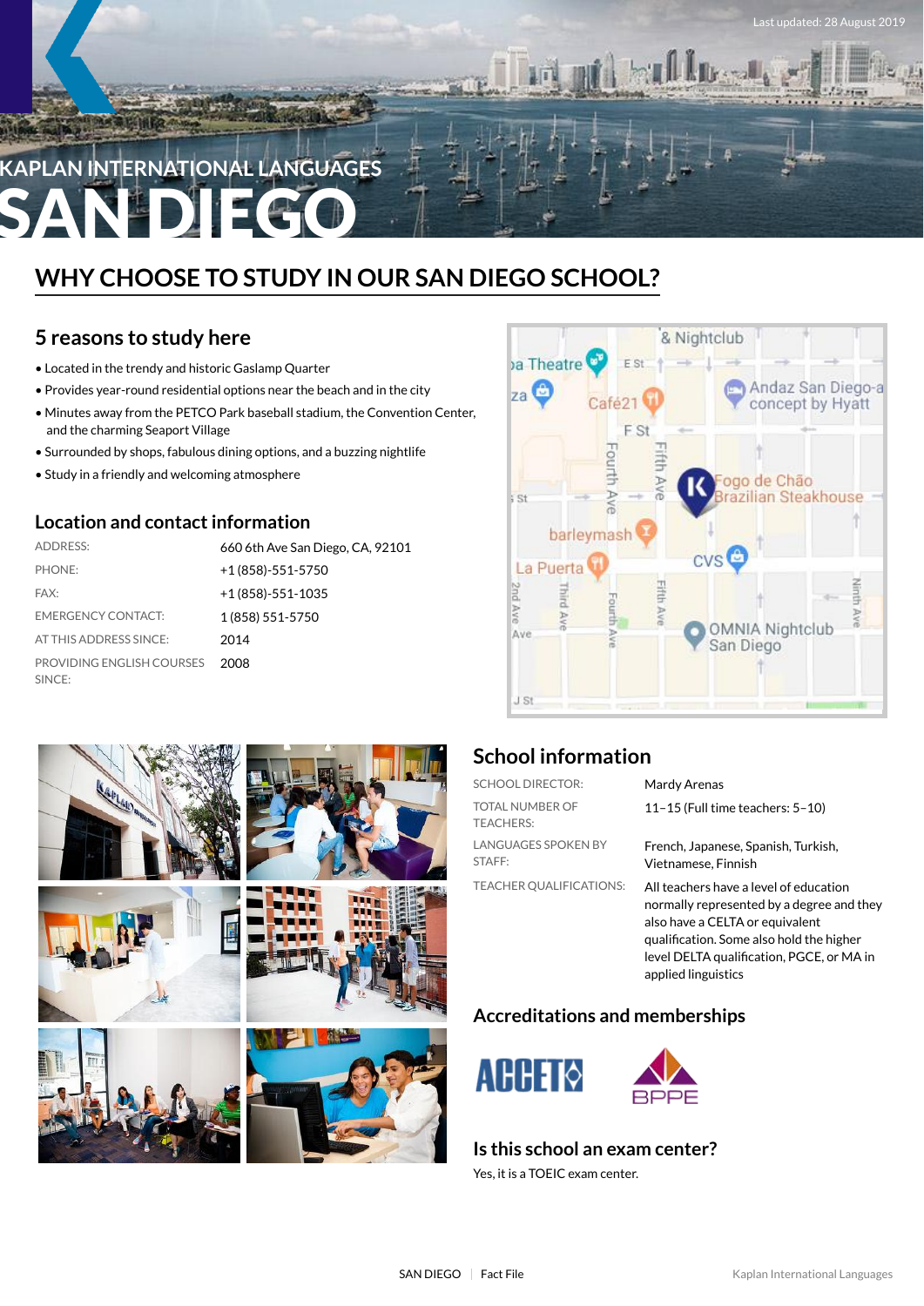Last updated: 28 August 2019

# KAPLAN INTERNATIONAL LANGUAGES SAN DIEGO

## WHY CHOOSE TO STUDY IN OUR SAN DIEGO SCHOOL?

### 5 reasons to study here

- Located in the trendy and historic Gaslamp Quarter
- Provides year-round residential options near the beach and in the city
- Minutes away from the PETCO Park baseball stadium, the Convention Center, and the charming Seaport Village
- Surrounded by shops, fabulous dining options, and a buzzing nightlife
- Study in a friendly and welcoming atmosphere

### Location and contact information

| | |
|---|---|
| ADDRESS: | 660 6th Ave San Diego, CA, 92101 |
| PHONE: | +1 (858)-551-5750 |
| FAX: | +1 (858)-551-1035 |
| EMERGENCY CONTACT: | 1 (858) 551-5750 |
| AT THIS ADDRESS SINCE: | 2014 |
| PROVIDING ENGLISH COURSES SINCE: | 2008 |

### School information

| | |
|---|---|
| SCHOOL DIRECTOR: | Mardy Arenas |
| TOTAL NUMBER OF TEACHERS: | 11–15 (Full time teachers: 5–10) |
| LANGUAGES SPOKEN BY STAFF: | French, Japanese, Spanish, Turkish, Vietnamese, Finnish |
| TEACHER QUALIFICATIONS: | All teachers have a level of education normally represented by a degree and they also have a CELTA or equivalent qualification. Some also hold the higher level DELTA qualification, PGCE, or MA in applied linguistics |

### Accreditations and memberships

ACCET BPPE

### Is this school an exam center?

Yes, it is a TOEIC exam center.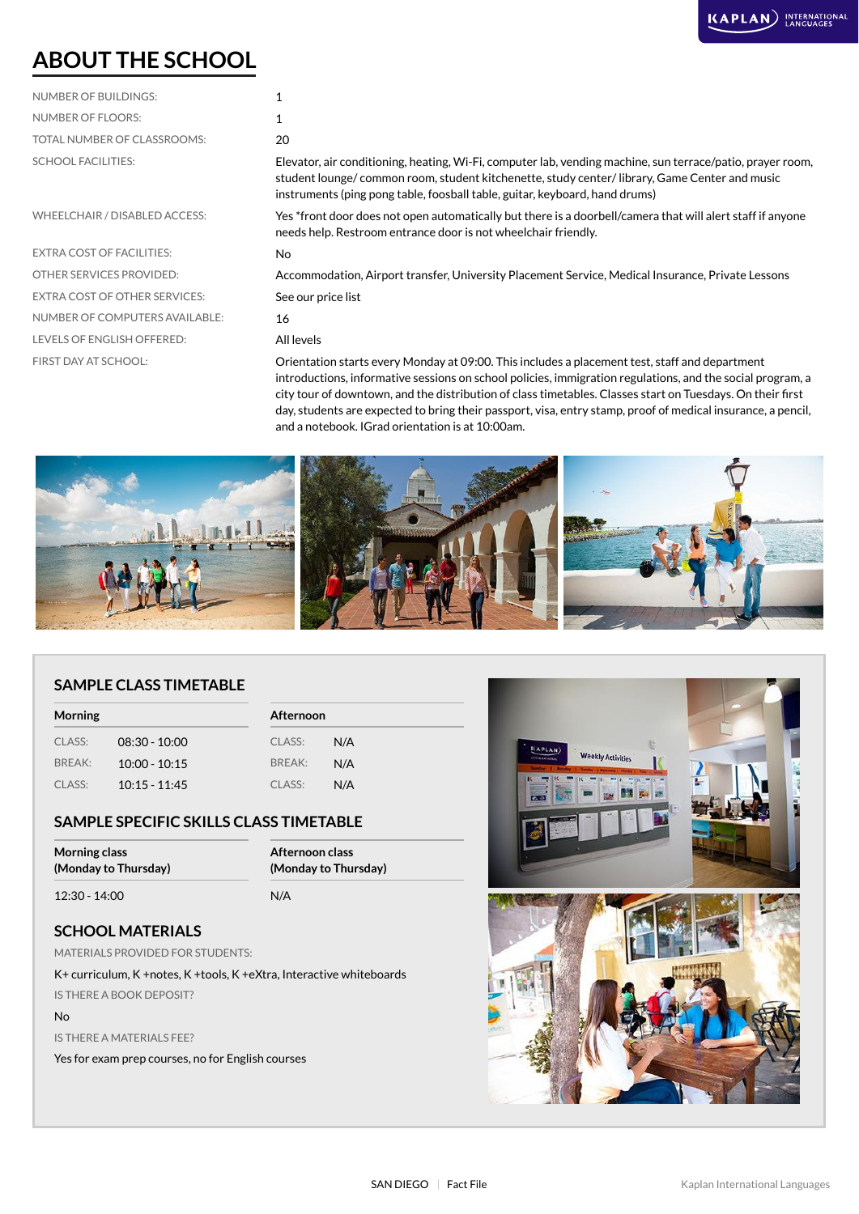## ABOUT THE SCHOOL

| | |
|---|---|
| NUMBER OF BUILDINGS: | 1 |
| NUMBER OF FLOORS: | 1 |
| TOTAL NUMBER OF CLASSROOMS: | 20 |
| SCHOOL FACILITIES: | Elevator, air conditioning, heating, Wi-Fi, computer lab, vending machine, sun terrace/patio, prayer room, student lounge/ common room, student kitchenette, study center/ library, Game Center and music instruments (ping pong table, foosball table, guitar, keyboard, hand drums) |
| WHEELCHAIR / DISABLED ACCESS: | Yes *front door does not open automatically but there is a doorbell/camera that will alert staff if anyone needs help. Restroom entrance door is not wheelchair friendly. |
| EXTRA COST OF FACILITIES: | No |
| OTHER SERVICES PROVIDED: | Accommodation, Airport transfer, University Placement Service, Medical Insurance, Private Lessons |
| EXTRA COST OF OTHER SERVICES: | See our price list |
| NUMBER OF COMPUTERS AVAILABLE: | 16 |
| LEVELS OF ENGLISH OFFERED: | All levels |
| FIRST DAY AT SCHOOL: | Orientation starts every Monday at 09:00. This includes a placement test, staff and department introductions, informative sessions on school policies, immigration regulations, and the social program, a city tour of downtown, and the distribution of class timetables. Classes start on Tuesdays. On their first day, students are expected to bring their passport, visa, entry stamp, proof of medical insurance, a pencil, and a notebook. IGrad orientation is at 10:00am. |

### SAMPLE CLASS TIMETABLE

| Morning | | Afternoon | |
|---|---|---|---|
| CLASS: | 08:30 - 10:00 | CLASS: | N/A |
| BREAK: | 10:00 - 10:15 | BREAK: | N/A |
| CLASS: | 10:15 - 11:45 | CLASS: | N/A |

### SAMPLE SPECIFIC SKILLS CLASS TIMETABLE

| Morning class (Monday to Thursday) | Afternoon class (Monday to Thursday) |
|---|---|
| 12:30 - 14:00 | N/A |

### SCHOOL MATERIALS

MATERIALS PROVIDED FOR STUDENTS:

K+ curriculum, K +notes, K +tools, K +eXtra, Interactive whiteboards

IS THERE A BOOK DEPOSIT?

No

IS THERE A MATERIALS FEE?

Yes for exam prep courses, no for English courses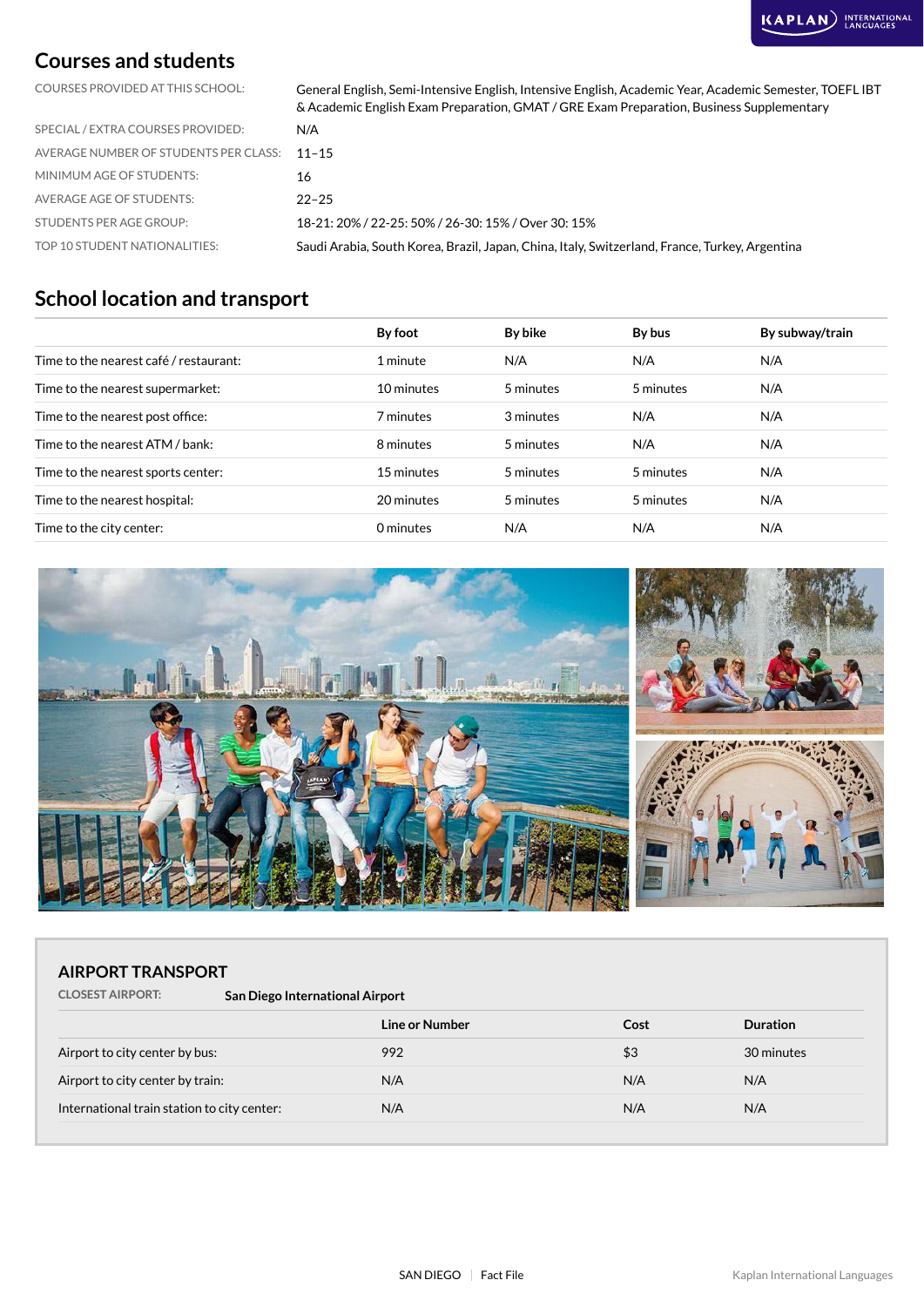## Courses and students

| | |
|---|---|
| COURSES PROVIDED AT THIS SCHOOL: | General English, Semi-Intensive English, Intensive English, Academic Year, Academic Semester, TOEFL IBT & Academic English Exam Preparation, GMAT / GRE Exam Preparation, Business Supplementary |
| SPECIAL / EXTRA COURSES PROVIDED: | N/A |
| AVERAGE NUMBER OF STUDENTS PER CLASS: | 11–15 |
| MINIMUM AGE OF STUDENTS: | 16 |
| AVERAGE AGE OF STUDENTS: | 22–25 |
| STUDENTS PER AGE GROUP: | 18-21: 20% / 22-25: 50% / 26-30: 15% / Over 30: 15% |
| TOP 10 STUDENT NATIONALITIES: | Saudi Arabia, South Korea, Brazil, Japan, China, Italy, Switzerland, France, Turkey, Argentina |

## School location and transport

| | By foot | By bike | By bus | By subway/train |
|---|---|---|---|---|
| Time to the nearest café / restaurant: | 1 minute | N/A | N/A | N/A |
| Time to the nearest supermarket: | 10 minutes | 5 minutes | 5 minutes | N/A |
| Time to the nearest post office: | 7 minutes | 3 minutes | N/A | N/A |
| Time to the nearest ATM / bank: | 8 minutes | 5 minutes | N/A | N/A |
| Time to the nearest sports center: | 15 minutes | 5 minutes | 5 minutes | N/A |
| Time to the nearest hospital: | 20 minutes | 5 minutes | 5 minutes | N/A |
| Time to the city center: | 0 minutes | N/A | N/A | N/A |

## AIRPORT TRANSPORT

**CLOSEST AIRPORT:** **San Diego International Airport**

| | Line or Number | Cost | Duration |
|---|---|---|---|
| Airport to city center by bus: | 992 | $3 | 30 minutes |
| Airport to city center by train: | N/A | N/A | N/A |
| International train station to city center: | N/A | N/A | N/A |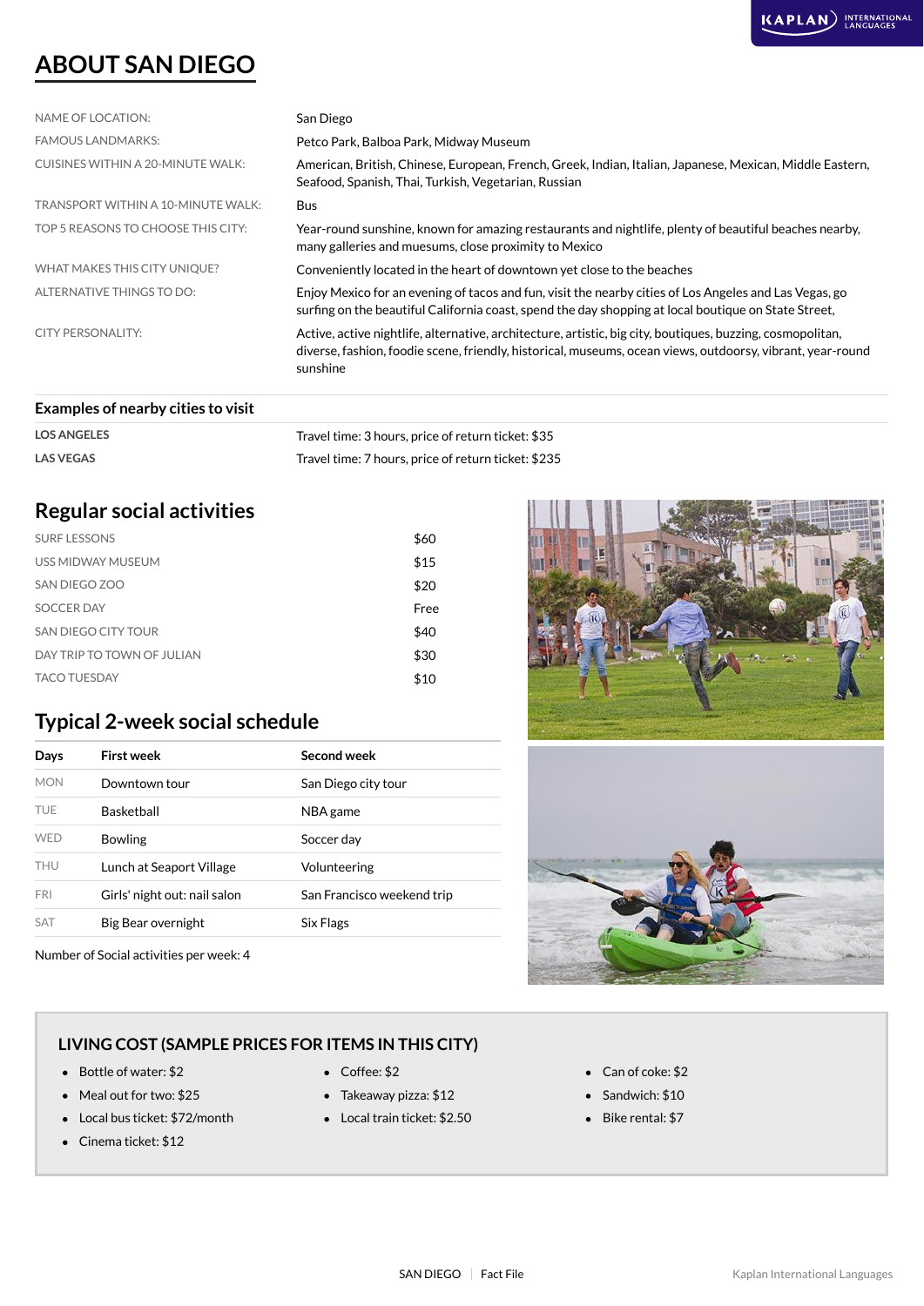## ABOUT SAN DIEGO

| | |
|---|---|
| NAME OF LOCATION: | San Diego |
| FAMOUS LANDMARKS: | Petco Park, Balboa Park, Midway Museum |
| CUISINES WITHIN A 20-MINUTE WALK: | American, British, Chinese, European, French, Greek, Indian, Italian, Japanese, Mexican, Middle Eastern, Seafood, Spanish, Thai, Turkish, Vegetarian, Russian |
| TRANSPORT WITHIN A 10-MINUTE WALK: | Bus |
| TOP 5 REASONS TO CHOOSE THIS CITY: | Year-round sunshine, known for amazing restaurants and nightlife, plenty of beautiful beaches nearby, many galleries and muesums, close proximity to Mexico |
| WHAT MAKES THIS CITY UNIQUE? | Conveniently located in the heart of downtown yet close to the beaches |
| ALTERNATIVE THINGS TO DO: | Enjoy Mexico for an evening of tacos and fun, visit the nearby cities of Los Angeles and Las Vegas, go surfing on the beautiful California coast, spend the day shopping at local boutique on State Street, |
| CITY PERSONALITY: | Active, active nightlife, alternative, architecture, artistic, big city, boutiques, buzzing, cosmopolitan, diverse, fashion, foodie scene, friendly, historical, museums, ocean views, outdoorsy, vibrant, year-round sunshine |

### Examples of nearby cities to visit

| | |
|---|---|
| **LOS ANGELES** | Travel time: 3 hours, price of return ticket: $35 |
| **LAS VEGAS** | Travel time: 7 hours, price of return ticket: $235 |

### Regular social activities

| | |
|---|---|
| SURF LESSONS | $60 |
| USS MIDWAY MUSEUM | $15 |
| SAN DIEGO ZOO | $20 |
| SOCCER DAY | Free |
| SAN DIEGO CITY TOUR | $40 |
| DAY TRIP TO TOWN OF JULIAN | $30 |
| TACO TUESDAY | $10 |

### Typical 2-week social schedule

| Days | First week | Second week |
|---|---|---|
| MON | Downtown tour | San Diego city tour |
| TUE | Basketball | NBA game |
| WED | Bowling | Soccer day |
| THU | Lunch at Seaport Village | Volunteering |
| FRI | Girls' night out: nail salon | San Francisco weekend trip |
| SAT | Big Bear overnight | Six Flags |

Number of Social activities per week: 4

### LIVING COST (SAMPLE PRICES FOR ITEMS IN THIS CITY)

- Bottle of water: $2
- Meal out for two: $25
- Local bus ticket: $72/month
- Cinema ticket: $12
- Coffee: $2
- Takeaway pizza: $12
- Local train ticket: $2.50
- Can of coke: $2
- Sandwich: $10
- Bike rental: $7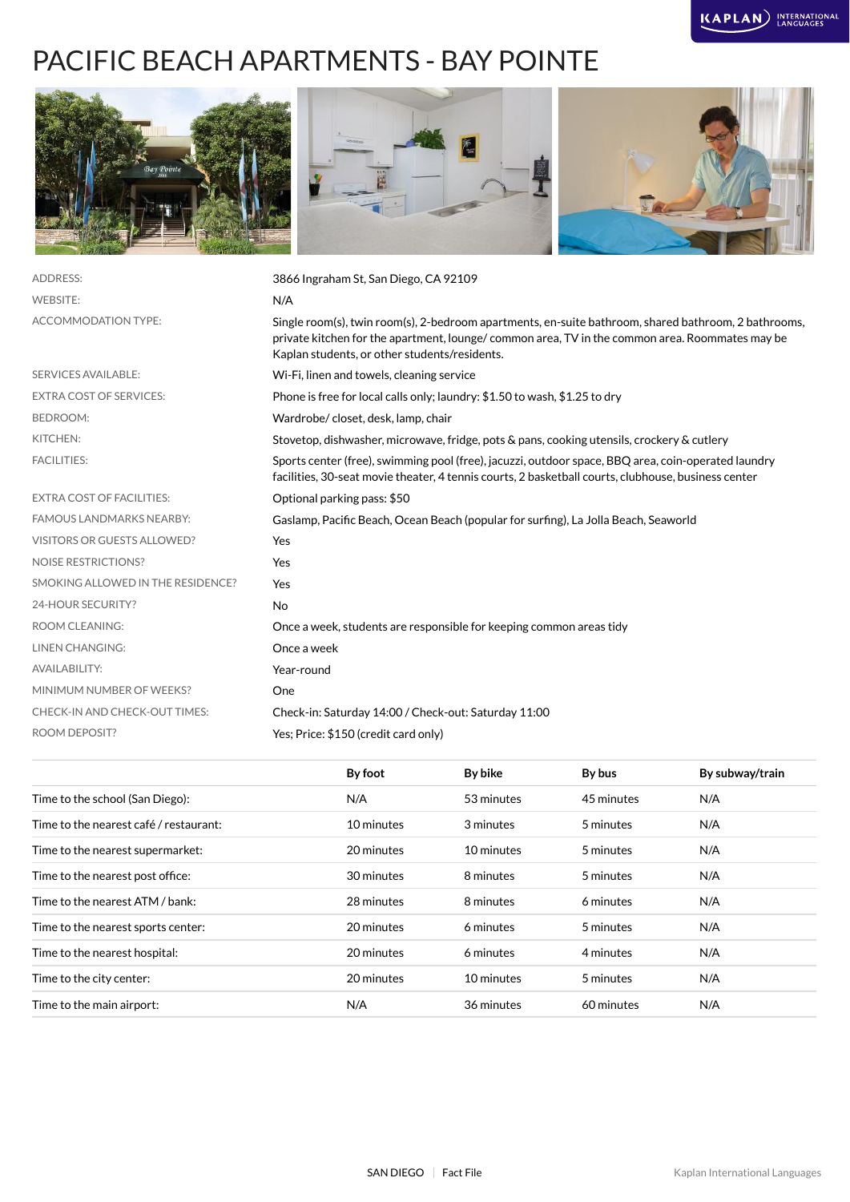# PACIFIC BEACH APARTMENTS - BAY POINTE

| | |
|---|---|
| ADDRESS: | 3866 Ingraham St, San Diego, CA 92109 |
| WEBSITE: | N/A |
| ACCOMMODATION TYPE: | Single room(s), twin room(s), 2-bedroom apartments, en-suite bathroom, shared bathroom, 2 bathrooms, private kitchen for the apartment, lounge/ common area, TV in the common area. Roommates may be Kaplan students, or other students/residents. |
| SERVICES AVAILABLE: | Wi-Fi, linen and towels, cleaning service |
| EXTRA COST OF SERVICES: | Phone is free for local calls only; laundry: $1.50 to wash, $1.25 to dry |
| BEDROOM: | Wardrobe/ closet, desk, lamp, chair |
| KITCHEN: | Stovetop, dishwasher, microwave, fridge, pots & pans, cooking utensils, crockery & cutlery |
| FACILITIES: | Sports center (free), swimming pool (free), jacuzzi, outdoor space, BBQ area, coin-operated laundry facilities, 30-seat movie theater, 4 tennis courts, 2 basketball courts, clubhouse, business center |
| EXTRA COST OF FACILITIES: | Optional parking pass: $50 |
| FAMOUS LANDMARKS NEARBY: | Gaslamp, Pacific Beach, Ocean Beach (popular for surfing), La Jolla Beach, Seaworld |
| VISITORS OR GUESTS ALLOWED? | Yes |
| NOISE RESTRICTIONS? | Yes |
| SMOKING ALLOWED IN THE RESIDENCE? | Yes |
| 24-HOUR SECURITY? | No |
| ROOM CLEANING: | Once a week, students are responsible for keeping common areas tidy |
| LINEN CHANGING: | Once a week |
| AVAILABILITY: | Year-round |
| MINIMUM NUMBER OF WEEKS? | One |
| CHECK-IN AND CHECK-OUT TIMES: | Check-in: Saturday 14:00 / Check-out: Saturday 11:00 |
| ROOM DEPOSIT? | Yes; Price: $150 (credit card only) |

| | By foot | By bike | By bus | By subway/train |
|---|---|---|---|---|
| Time to the school (San Diego): | N/A | 53 minutes | 45 minutes | N/A |
| Time to the nearest café / restaurant: | 10 minutes | 3 minutes | 5 minutes | N/A |
| Time to the nearest supermarket: | 20 minutes | 10 minutes | 5 minutes | N/A |
| Time to the nearest post office: | 30 minutes | 8 minutes | 5 minutes | N/A |
| Time to the nearest ATM / bank: | 28 minutes | 8 minutes | 6 minutes | N/A |
| Time to the nearest sports center: | 20 minutes | 6 minutes | 5 minutes | N/A |
| Time to the nearest hospital: | 20 minutes | 6 minutes | 4 minutes | N/A |
| Time to the city center: | 20 minutes | 10 minutes | 5 minutes | N/A |
| Time to the main airport: | N/A | 36 minutes | 60 minutes | N/A |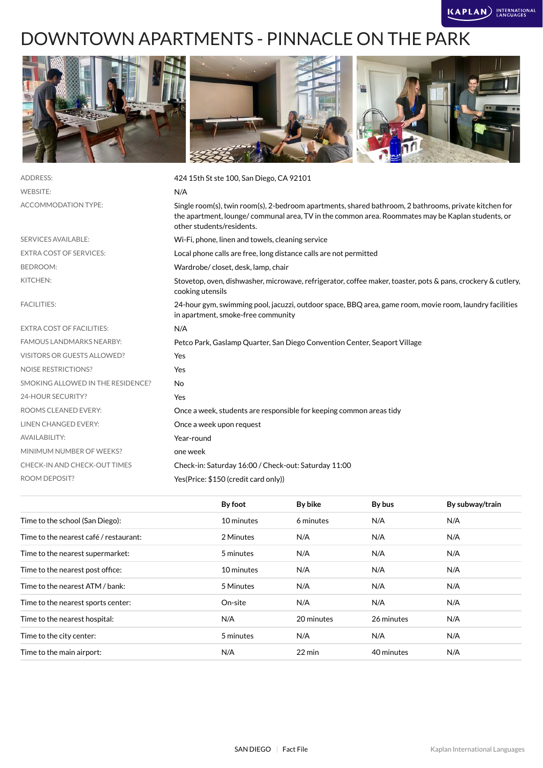# DOWNTOWN APARTMENTS - PINNACLE ON THE PARK

| | |
|---|---|
| ADDRESS: | 424 15th St ste 100, San Diego, CA 92101 |
| WEBSITE: | N/A |
| ACCOMMODATION TYPE: | Single room(s), twin room(s), 2-bedroom apartments, shared bathroom, 2 bathrooms, private kitchen for the apartment, lounge/ communal area, TV in the common area. Roommates may be Kaplan students, or other students/residents. |
| SERVICES AVAILABLE: | Wi-Fi, phone, linen and towels, cleaning service |
| EXTRA COST OF SERVICES: | Local phone calls are free, long distance calls are not permitted |
| BEDROOM: | Wardrobe/ closet, desk, lamp, chair |
| KITCHEN: | Stovetop, oven, dishwasher, microwave, refrigerator, coffee maker, toaster, pots & pans, crockery & cutlery, cooking utensils |
| FACILITIES: | 24-hour gym, swimming pool, jacuzzi, outdoor space, BBQ area, game room, movie room, laundry facilities in apartment, smoke-free community |
| EXTRA COST OF FACILITIES: | N/A |
| FAMOUS LANDMARKS NEARBY: | Petco Park, Gaslamp Quarter, San Diego Convention Center, Seaport Village |
| VISITORS OR GUESTS ALLOWED? | Yes |
| NOISE RESTRICTIONS? | Yes |
| SMOKING ALLOWED IN THE RESIDENCE? | No |
| 24-HOUR SECURITY? | Yes |
| ROOMS CLEANED EVERY: | Once a week, students are responsible for keeping common areas tidy |
| LINEN CHANGED EVERY: | Once a week upon request |
| AVAILABILITY: | Year-round |
| MINIMUM NUMBER OF WEEKS? | one week |
| CHECK-IN AND CHECK-OUT TIMES | Check-in: Saturday 16:00 / Check-out: Saturday 11:00 |
| ROOM DEPOSIT? | Yes(Price: $150 (credit card only)) |

| | By foot | By bike | By bus | By subway/train |
|---|---|---|---|---|
| Time to the school (San Diego): | 10 minutes | 6 minutes | N/A | N/A |
| Time to the nearest café / restaurant: | 2 Minutes | N/A | N/A | N/A |
| Time to the nearest supermarket: | 5 minutes | N/A | N/A | N/A |
| Time to the nearest post office: | 10 minutes | N/A | N/A | N/A |
| Time to the nearest ATM / bank: | 5 Minutes | N/A | N/A | N/A |
| Time to the nearest sports center: | On-site | N/A | N/A | N/A |
| Time to the nearest hospital: | N/A | 20 minutes | 26 minutes | N/A |
| Time to the city center: | 5 minutes | N/A | N/A | N/A |
| Time to the main airport: | N/A | 22 min | 40 minutes | N/A |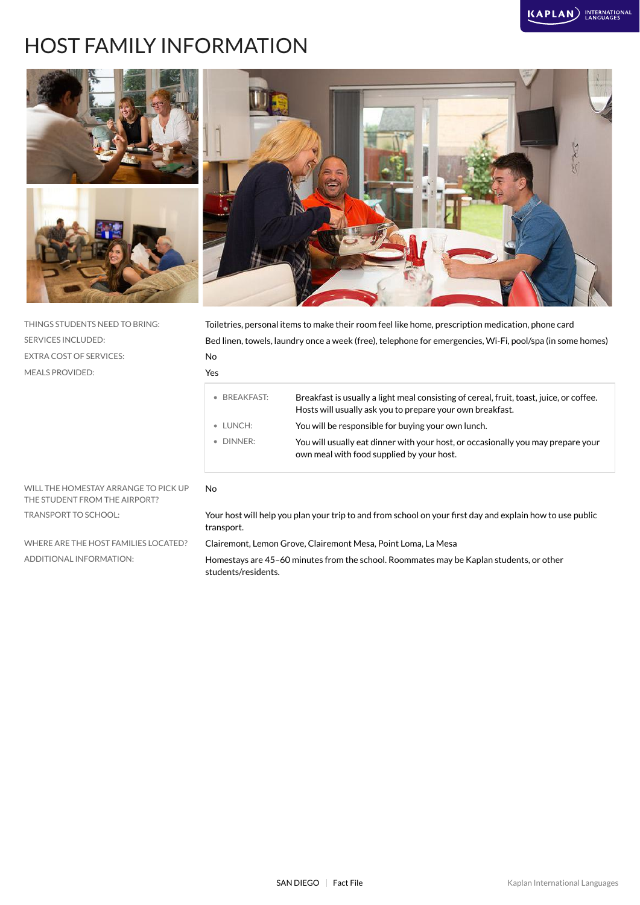# HOST FAMILY INFORMATION

| | |
|---|---|
| THINGS STUDENTS NEED TO BRING: | Toiletries, personal items to make their room feel like home, prescription medication, phone card |
| SERVICES INCLUDED: | Bed linen, towels, laundry once a week (free), telephone for emergencies, Wi-Fi, pool/spa (in some homes) |
| EXTRA COST OF SERVICES: | No |
| MEALS PROVIDED: | Yes |

- BREAKFAST: Breakfast is usually a light meal consisting of cereal, fruit, toast, juice, or coffee. Hosts will usually ask you to prepare your own breakfast.
- LUNCH: You will be responsible for buying your own lunch.
- DINNER: You will usually eat dinner with your host, or occasionally you may prepare your own meal with food supplied by your host.

| | |
|---|---|
| WILL THE HOMESTAY ARRANGE TO PICK UP THE STUDENT FROM THE AIRPORT? | No |
| TRANSPORT TO SCHOOL: | Your host will help you plan your trip to and from school on your first day and explain how to use public transport. |
| WHERE ARE THE HOST FAMILIES LOCATED? | Clairemont, Lemon Grove, Clairemont Mesa, Point Loma, La Mesa |
| ADDITIONAL INFORMATION: | Homestays are 45–60 minutes from the school. Roommates may be Kaplan students, or other students/residents. |